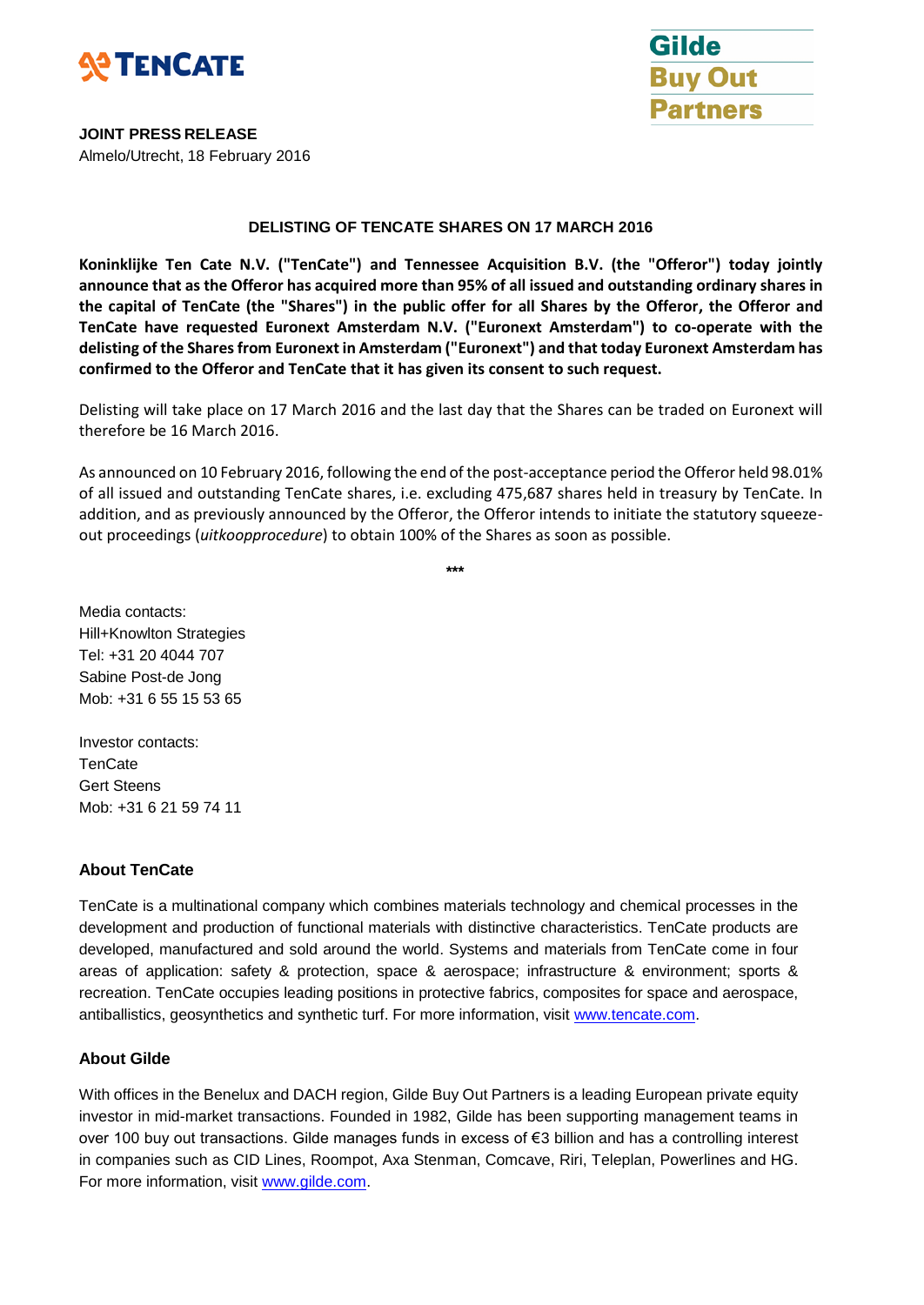**JOINT PRESS RELEASE**
Almelo/Utrecht, 18 February 2016

## DELISTING OF TENCATE SHARES ON 17 MARCH 2016

**Koninklijke Ten Cate N.V. ("TenCate") and Tennessee Acquisition B.V. (the "Offeror") today jointly announce that as the Offeror has acquired more than 95% of all issued and outstanding ordinary shares in the capital of TenCate (the "Shares") in the public offer for all Shares by the Offeror, the Offeror and TenCate have requested Euronext Amsterdam N.V. ("Euronext Amsterdam") to co-operate with the delisting of the Shares from Euronext in Amsterdam ("Euronext") and that today Euronext Amsterdam has confirmed to the Offeror and TenCate that it has given its consent to such request.**

Delisting will take place on 17 March 2016 and the last day that the Shares can be traded on Euronext will therefore be 16 March 2016.

As announced on 10 February 2016, following the end of the post-acceptance period the Offeror held 98.01% of all issued and outstanding TenCate shares, i.e. excluding 475,687 shares held in treasury by TenCate. In addition, and as previously announced by the Offeror, the Offeror intends to initiate the statutory squeeze-out proceedings (*uitkoopprocedure*) to obtain 100% of the Shares as soon as possible.

***

Media contacts:
Hill+Knowlton Strategies
Tel: +31 20 4044 707
Sabine Post-de Jong
Mob: +31 6 55 15 53 65

Investor contacts:
TenCate
Gert Steens
Mob: +31 6 21 59 74 11

### About TenCate

TenCate is a multinational company which combines materials technology and chemical processes in the development and production of functional materials with distinctive characteristics. TenCate products are developed, manufactured and sold around the world. Systems and materials from TenCate come in four areas of application: safety & protection, space & aerospace; infrastructure & environment; sports & recreation. TenCate occupies leading positions in protective fabrics, composites for space and aerospace, antiballistics, geosynthetics and synthetic turf. For more information, visit www.tencate.com.

### About Gilde

With offices in the Benelux and DACH region, Gilde Buy Out Partners is a leading European private equity investor in mid-market transactions. Founded in 1982, Gilde has been supporting management teams in over 100 buy out transactions. Gilde manages funds in excess of €3 billion and has a controlling interest in companies such as CID Lines, Roompot, Axa Stenman, Comcave, Riri, Teleplan, Powerlines and HG. For more information, visit www.gilde.com.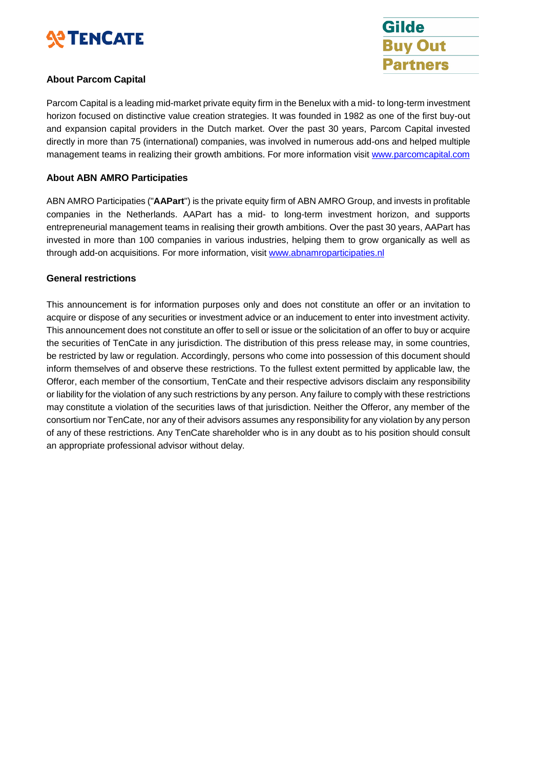### About Parcom Capital

Parcom Capital is a leading mid-market private equity firm in the Benelux with a mid- to long-term investment horizon focused on distinctive value creation strategies. It was founded in 1982 as one of the first buy-out and expansion capital providers in the Dutch market. Over the past 30 years, Parcom Capital invested directly in more than 75 (international) companies, was involved in numerous add-ons and helped multiple management teams in realizing their growth ambitions. For more information visit www.parcomcapital.com

### About ABN AMRO Participaties

ABN AMRO Participaties ("**AAPart**") is the private equity firm of ABN AMRO Group, and invests in profitable companies in the Netherlands. AAPart has a mid- to long-term investment horizon, and supports entrepreneurial management teams in realising their growth ambitions. Over the past 30 years, AAPart has invested in more than 100 companies in various industries, helping them to grow organically as well as through add-on acquisitions. For more information, visit www.abnamroparticipaties.nl

### General restrictions

This announcement is for information purposes only and does not constitute an offer or an invitation to acquire or dispose of any securities or investment advice or an inducement to enter into investment activity. This announcement does not constitute an offer to sell or issue or the solicitation of an offer to buy or acquire the securities of TenCate in any jurisdiction. The distribution of this press release may, in some countries, be restricted by law or regulation. Accordingly, persons who come into possession of this document should inform themselves of and observe these restrictions. To the fullest extent permitted by applicable law, the Offeror, each member of the consortium, TenCate and their respective advisors disclaim any responsibility or liability for the violation of any such restrictions by any person. Any failure to comply with these restrictions may constitute a violation of the securities laws of that jurisdiction. Neither the Offeror, any member of the consortium nor TenCate, nor any of their advisors assumes any responsibility for any violation by any person of any of these restrictions. Any TenCate shareholder who is in any doubt as to his position should consult an appropriate professional advisor without delay.